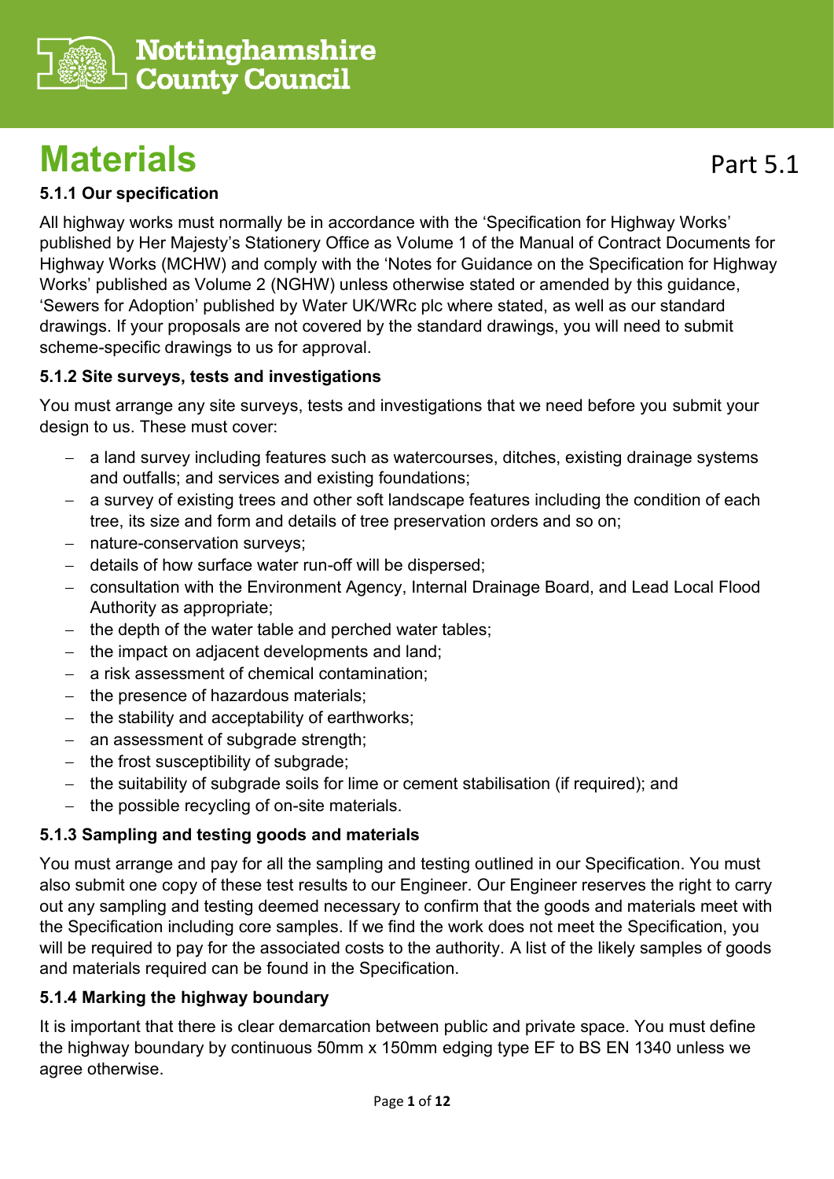Nottinghamshire County Council

# Materials

Part 5.1

### 5.1.1 Our specification

All highway works must normally be in accordance with the 'Specification for Highway Works' published by Her Majesty's Stationery Office as Volume 1 of the Manual of Contract Documents for Highway Works (MCHW) and comply with the 'Notes for Guidance on the Specification for Highway Works' published as Volume 2 (NGHW) unless otherwise stated or amended by this guidance, 'Sewers for Adoption' published by Water UK/WRc plc where stated, as well as our standard drawings. If your proposals are not covered by the standard drawings, you will need to submit scheme-specific drawings to us for approval.

### 5.1.2 Site surveys, tests and investigations

You must arrange any site surveys, tests and investigations that we need before you submit your design to us. These must cover:

- a land survey including features such as watercourses, ditches, existing drainage systems and outfalls; and services and existing foundations;
- a survey of existing trees and other soft landscape features including the condition of each tree, its size and form and details of tree preservation orders and so on;
- nature-conservation surveys;
- details of how surface water run-off will be dispersed;
- consultation with the Environment Agency, Internal Drainage Board, and Lead Local Flood Authority as appropriate;
- the depth of the water table and perched water tables;
- the impact on adjacent developments and land;
- a risk assessment of chemical contamination;
- the presence of hazardous materials;
- the stability and acceptability of earthworks;
- an assessment of subgrade strength;
- the frost susceptibility of subgrade;
- the suitability of subgrade soils for lime or cement stabilisation (if required); and
- the possible recycling of on-site materials.

### 5.1.3 Sampling and testing goods and materials

You must arrange and pay for all the sampling and testing outlined in our Specification. You must also submit one copy of these test results to our Engineer. Our Engineer reserves the right to carry out any sampling and testing deemed necessary to confirm that the goods and materials meet with the Specification including core samples. If we find the work does not meet the Specification, you will be required to pay for the associated costs to the authority. A list of the likely samples of goods and materials required can be found in the Specification.

### 5.1.4 Marking the highway boundary

It is important that there is clear demarcation between public and private space. You must define the highway boundary by continuous 50mm x 150mm edging type EF to BS EN 1340 unless we agree otherwise.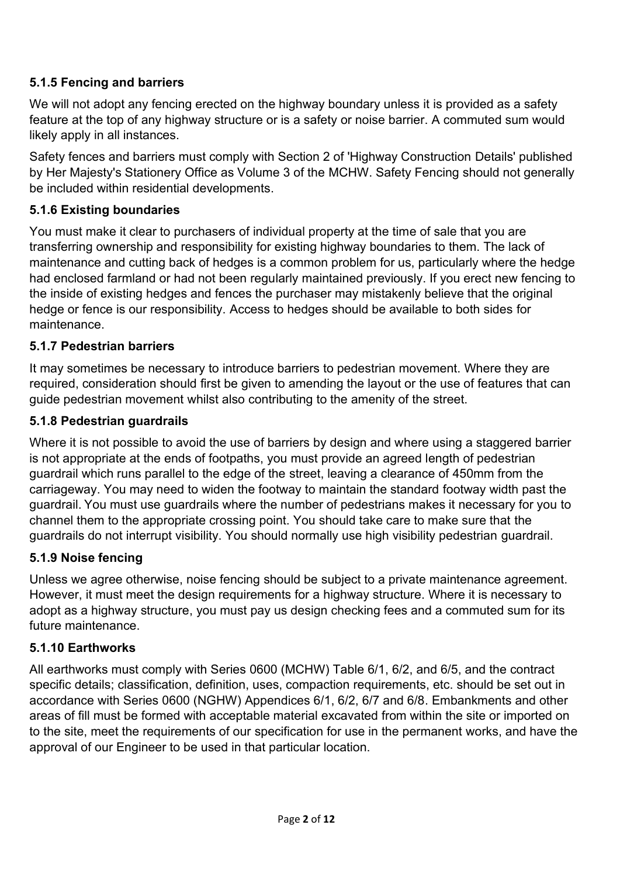### 5.1.5 Fencing and barriers

We will not adopt any fencing erected on the highway boundary unless it is provided as a safety feature at the top of any highway structure or is a safety or noise barrier. A commuted sum would likely apply in all instances.

Safety fences and barriers must comply with Section 2 of 'Highway Construction Details' published by Her Majesty's Stationery Office as Volume 3 of the MCHW. Safety Fencing should not generally be included within residential developments.

### 5.1.6 Existing boundaries

You must make it clear to purchasers of individual property at the time of sale that you are transferring ownership and responsibility for existing highway boundaries to them. The lack of maintenance and cutting back of hedges is a common problem for us, particularly where the hedge had enclosed farmland or had not been regularly maintained previously. If you erect new fencing to the inside of existing hedges and fences the purchaser may mistakenly believe that the original hedge or fence is our responsibility. Access to hedges should be available to both sides for maintenance.

### 5.1.7 Pedestrian barriers

It may sometimes be necessary to introduce barriers to pedestrian movement. Where they are required, consideration should first be given to amending the layout or the use of features that can guide pedestrian movement whilst also contributing to the amenity of the street.

### 5.1.8 Pedestrian guardrails

Where it is not possible to avoid the use of barriers by design and where using a staggered barrier is not appropriate at the ends of footpaths, you must provide an agreed length of pedestrian guardrail which runs parallel to the edge of the street, leaving a clearance of 450mm from the carriageway. You may need to widen the footway to maintain the standard footway width past the guardrail. You must use guardrails where the number of pedestrians makes it necessary for you to channel them to the appropriate crossing point. You should take care to make sure that the guardrails do not interrupt visibility. You should normally use high visibility pedestrian guardrail.

### 5.1.9 Noise fencing

Unless we agree otherwise, noise fencing should be subject to a private maintenance agreement. However, it must meet the design requirements for a highway structure. Where it is necessary to adopt as a highway structure, you must pay us design checking fees and a commuted sum for its future maintenance.

### 5.1.10 Earthworks

All earthworks must comply with Series 0600 (MCHW) Table 6/1, 6/2, and 6/5, and the contract specific details; classification, definition, uses, compaction requirements, etc. should be set out in accordance with Series 0600 (NGHW) Appendices 6/1, 6/2, 6/7 and 6/8. Embankments and other areas of fill must be formed with acceptable material excavated from within the site or imported on to the site, meet the requirements of our specification for use in the permanent works, and have the approval of our Engineer to be used in that particular location.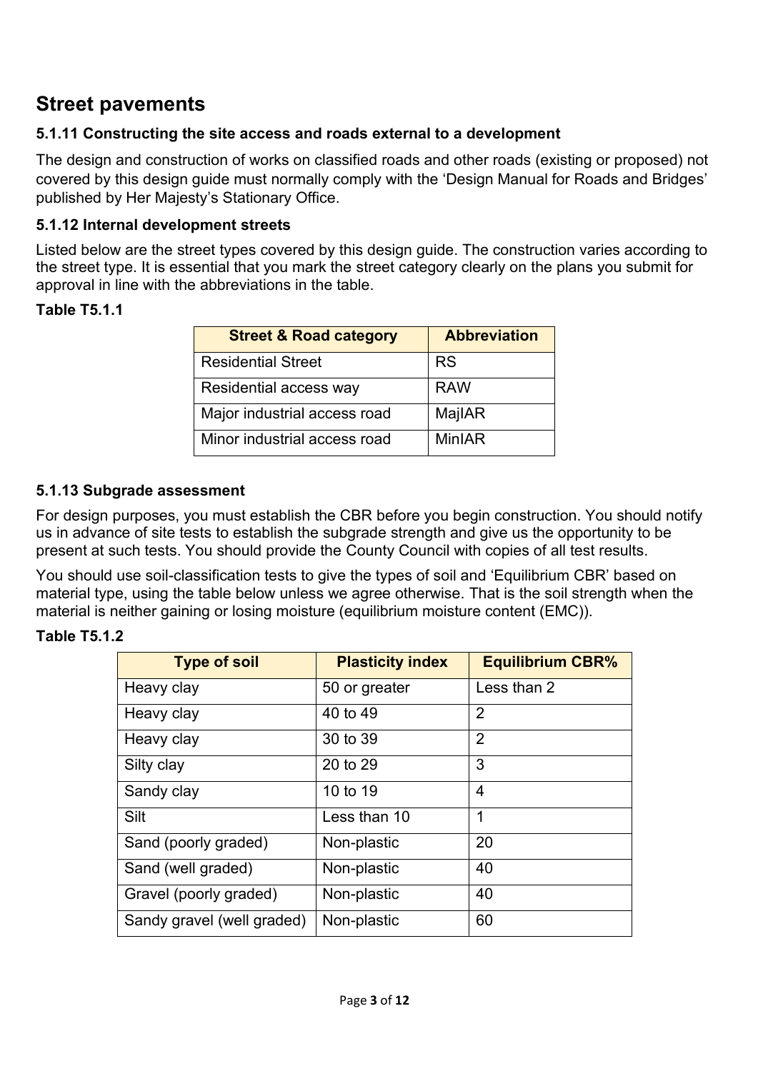## Street pavements

### 5.1.11 Constructing the site access and roads external to a development

The design and construction of works on classified roads and other roads (existing or proposed) not covered by this design guide must normally comply with the 'Design Manual for Roads and Bridges' published by Her Majesty's Stationary Office.

### 5.1.12 Internal development streets

Listed below are the street types covered by this design guide. The construction varies according to the street type. It is essential that you mark the street category clearly on the plans you submit for approval in line with the abbreviations in the table.

**Table T5.1.1**

| Street & Road category | Abbreviation |
|---|---|
| Residential Street | RS |
| Residential access way | RAW |
| Major industrial access road | MajIAR |
| Minor industrial access road | MinIAR |

### 5.1.13 Subgrade assessment

For design purposes, you must establish the CBR before you begin construction. You should notify us in advance of site tests to establish the subgrade strength and give us the opportunity to be present at such tests. You should provide the County Council with copies of all test results.

You should use soil-classification tests to give the types of soil and 'Equilibrium CBR' based on material type, using the table below unless we agree otherwise. That is the soil strength when the material is neither gaining or losing moisture (equilibrium moisture content (EMC)).

**Table T5.1.2**

| Type of soil | Plasticity index | Equilibrium CBR% |
|---|---|---|
| Heavy clay | 50 or greater | Less than 2 |
| Heavy clay | 40 to 49 | 2 |
| Heavy clay | 30 to 39 | 2 |
| Silty clay | 20 to 29 | 3 |
| Sandy clay | 10 to 19 | 4 |
| Silt | Less than 10 | 1 |
| Sand (poorly graded) | Non-plastic | 20 |
| Sand (well graded) | Non-plastic | 40 |
| Gravel (poorly graded) | Non-plastic | 40 |
| Sandy gravel (well graded) | Non-plastic | 60 |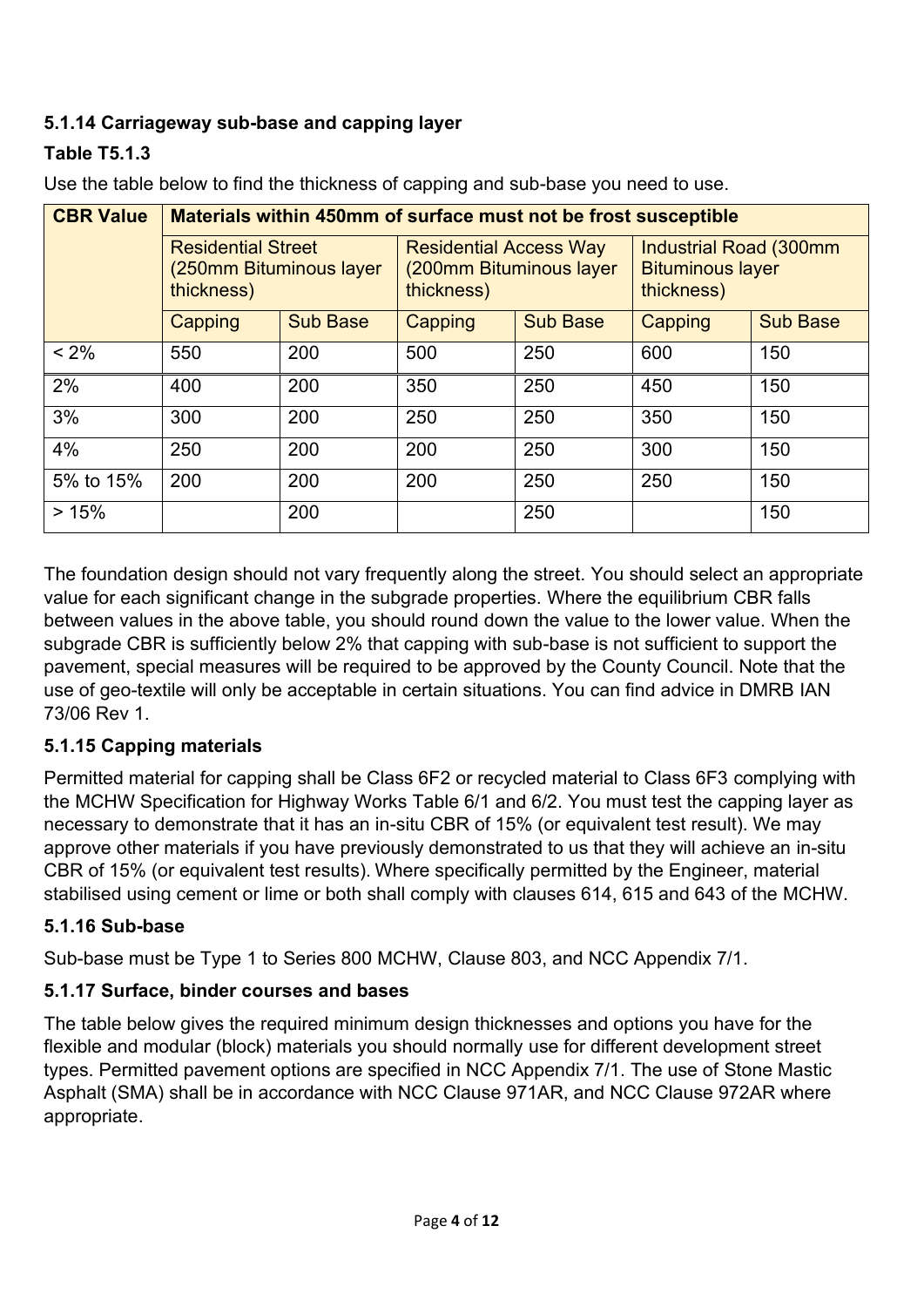### 5.1.14 Carriageway sub-base and capping layer

**Table T5.1.3**

Use the table below to find the thickness of capping and sub-base you need to use.

| CBR Value | Materials within 450mm of surface must not be frost susceptible | | | | | |
|---|---|---|---|---|---|---|
| | Residential Street (250mm Bituminous layer thickness) | | Residential Access Way (200mm Bituminous layer thickness) | | Industrial Road (300mm Bituminous layer thickness) | |
| | Capping | Sub Base | Capping | Sub Base | Capping | Sub Base |
| < 2% | 550 | 200 | 500 | 250 | 600 | 150 |
| 2% | 400 | 200 | 350 | 250 | 450 | 150 |
| 3% | 300 | 200 | 250 | 250 | 350 | 150 |
| 4% | 250 | 200 | 200 | 250 | 300 | 150 |
| 5% to 15% | 200 | 200 | 200 | 250 | 250 | 150 |
| > 15% | | 200 | | 250 | | 150 |

The foundation design should not vary frequently along the street. You should select an appropriate value for each significant change in the subgrade properties. Where the equilibrium CBR falls between values in the above table, you should round down the value to the lower value. When the subgrade CBR is sufficiently below 2% that capping with sub-base is not sufficient to support the pavement, special measures will be required to be approved by the County Council. Note that the use of geo-textile will only be acceptable in certain situations. You can find advice in DMRB IAN 73/06 Rev 1.

### 5.1.15 Capping materials

Permitted material for capping shall be Class 6F2 or recycled material to Class 6F3 complying with the MCHW Specification for Highway Works Table 6/1 and 6/2. You must test the capping layer as necessary to demonstrate that it has an in-situ CBR of 15% (or equivalent test result). We may approve other materials if you have previously demonstrated to us that they will achieve an in-situ CBR of 15% (or equivalent test results). Where specifically permitted by the Engineer, material stabilised using cement or lime or both shall comply with clauses 614, 615 and 643 of the MCHW.

### 5.1.16 Sub-base

Sub-base must be Type 1 to Series 800 MCHW, Clause 803, and NCC Appendix 7/1.

### 5.1.17 Surface, binder courses and bases

The table below gives the required minimum design thicknesses and options you have for the flexible and modular (block) materials you should normally use for different development street types. Permitted pavement options are specified in NCC Appendix 7/1. The use of Stone Mastic Asphalt (SMA) shall be in accordance with NCC Clause 971AR, and NCC Clause 972AR where appropriate.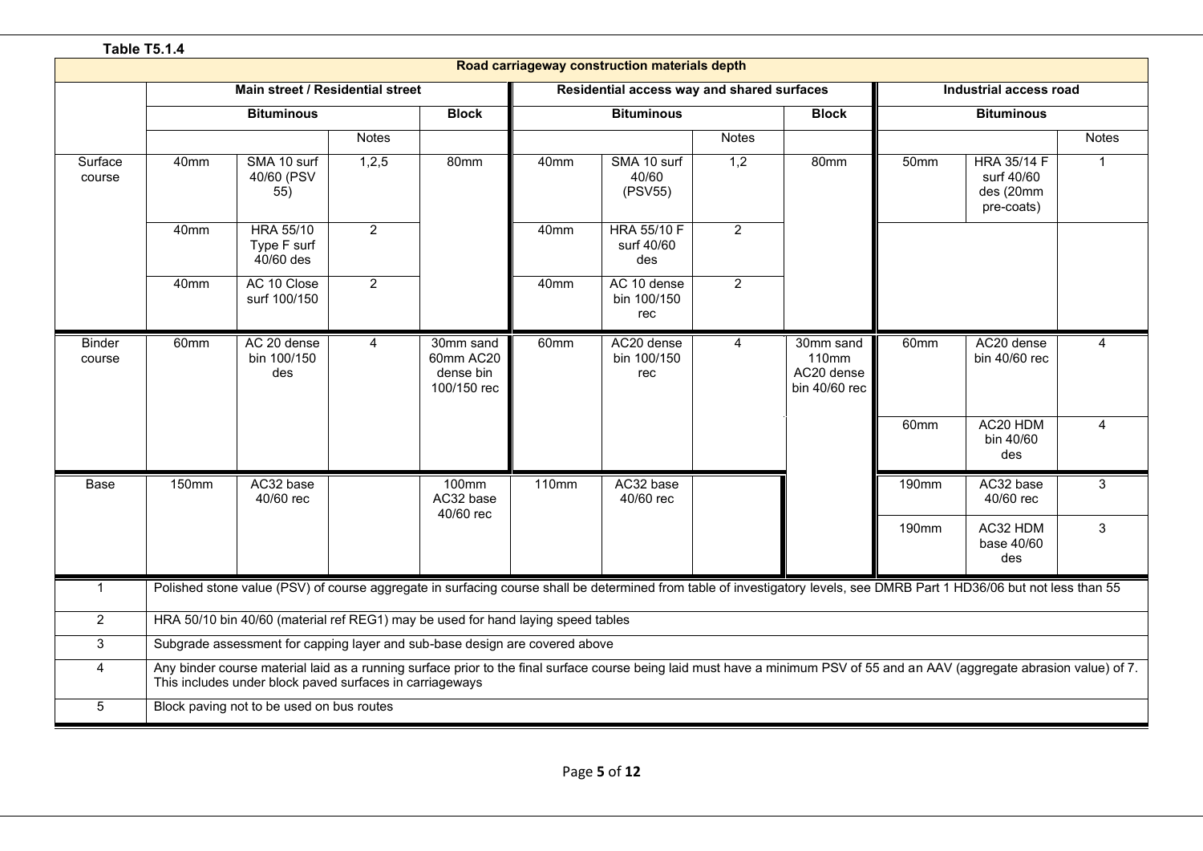**Table T5.1.4**

| Road carriageway construction materials depth | | | | | | | | | | | | |
|---|---|---|---|---|---|---|---|---|---|---|---|---|
| | Main street / Residential street | | | | Residential access way and shared surfaces | | | | Industrial access road | | |
| | Bituminous | | | Block | Bituminous | | | Block | Bituminous | | |
| | | | Notes | | | | Notes | | | | Notes |
| Surface course | 40mm | SMA 10 surf 40/60 (PSV 55) | 1,2,5 | 80mm | 40mm | SMA 10 surf 40/60 (PSV55) | 1,2 | 80mm | 50mm | HRA 35/14 F surf 40/60 des (20mm pre-coats) | 1 |
| | 40mm | HRA 55/10 Type F surf 40/60 des | 2 | | 40mm | HRA 55/10 F surf 40/60 des | 2 | | | | |
| | 40mm | AC 10 Close surf 100/150 | 2 | | 40mm | AC 10 dense bin 100/150 rec | 2 | | | | |
| Binder course | 60mm | AC 20 dense bin 100/150 des | 4 | 30mm sand 60mm AC20 dense bin 100/150 rec | 60mm | AC20 dense bin 100/150 rec | 4 | 30mm sand 110mm AC20 dense bin 40/60 rec | 60mm | AC20 dense bin 40/60 rec | 4 |
| | | | | | | | | | 60mm | AC20 HDM bin 40/60 des | 4 |
| Base | 150mm | AC32 base 40/60 rec | | 100mm AC32 base 40/60 rec | 110mm | AC32 base 40/60 rec | | | 190mm | AC32 base 40/60 rec | 3 |
| | | | | | | | | | 190mm | AC32 HDM base 40/60 des | 3 |

| | |
|---|---|
| 1 | Polished stone value (PSV) of course aggregate in surfacing course shall be determined from table of investigatory levels, see DMRB Part 1 HD36/06 but not less than 55 |
| 2 | HRA 50/10 bin 40/60 (material ref REG1) may be used for hand laying speed tables |
| 3 | Subgrade assessment for capping layer and sub-base design are covered above |
| 4 | Any binder course material laid as a running surface prior to the final surface course being laid must have a minimum PSV of 55 and an AAV (aggregate abrasion value) of 7. This includes under block paved surfaces in carriageways |
| 5 | Block paving not to be used on bus routes |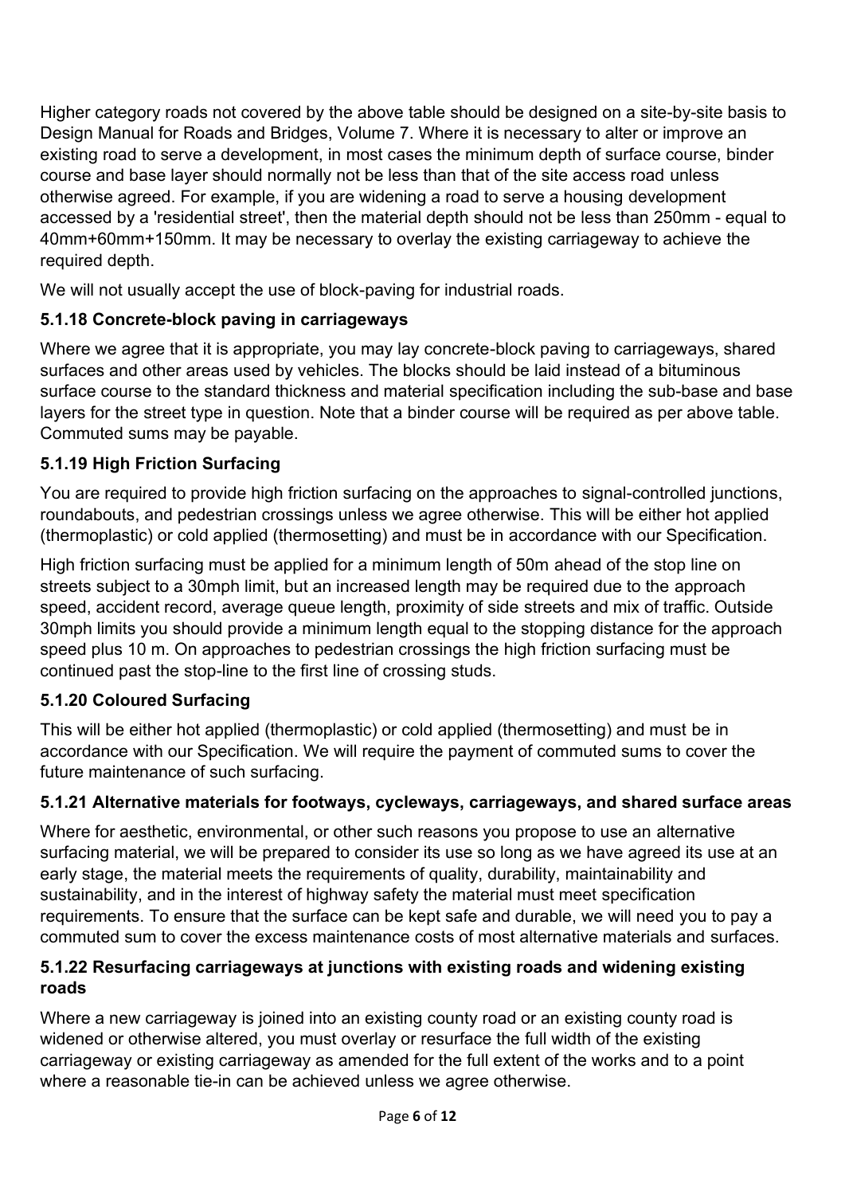Higher category roads not covered by the above table should be designed on a site-by-site basis to Design Manual for Roads and Bridges, Volume 7. Where it is necessary to alter or improve an existing road to serve a development, in most cases the minimum depth of surface course, binder course and base layer should normally not be less than that of the site access road unless otherwise agreed. For example, if you are widening a road to serve a housing development accessed by a 'residential street', then the material depth should not be less than 250mm - equal to 40mm+60mm+150mm. It may be necessary to overlay the existing carriageway to achieve the required depth.

We will not usually accept the use of block-paving for industrial roads.

### 5.1.18 Concrete-block paving in carriageways

Where we agree that it is appropriate, you may lay concrete-block paving to carriageways, shared surfaces and other areas used by vehicles. The blocks should be laid instead of a bituminous surface course to the standard thickness and material specification including the sub-base and base layers for the street type in question. Note that a binder course will be required as per above table. Commuted sums may be payable.

### 5.1.19 High Friction Surfacing

You are required to provide high friction surfacing on the approaches to signal-controlled junctions, roundabouts, and pedestrian crossings unless we agree otherwise. This will be either hot applied (thermoplastic) or cold applied (thermosetting) and must be in accordance with our Specification.

High friction surfacing must be applied for a minimum length of 50m ahead of the stop line on streets subject to a 30mph limit, but an increased length may be required due to the approach speed, accident record, average queue length, proximity of side streets and mix of traffic. Outside 30mph limits you should provide a minimum length equal to the stopping distance for the approach speed plus 10 m. On approaches to pedestrian crossings the high friction surfacing must be continued past the stop-line to the first line of crossing studs.

### 5.1.20 Coloured Surfacing

This will be either hot applied (thermoplastic) or cold applied (thermosetting) and must be in accordance with our Specification. We will require the payment of commuted sums to cover the future maintenance of such surfacing.

### 5.1.21 Alternative materials for footways, cycleways, carriageways, and shared surface areas

Where for aesthetic, environmental, or other such reasons you propose to use an alternative surfacing material, we will be prepared to consider its use so long as we have agreed its use at an early stage, the material meets the requirements of quality, durability, maintainability and sustainability, and in the interest of highway safety the material must meet specification requirements. To ensure that the surface can be kept safe and durable, we will need you to pay a commuted sum to cover the excess maintenance costs of most alternative materials and surfaces.

### 5.1.22 Resurfacing carriageways at junctions with existing roads and widening existing roads

Where a new carriageway is joined into an existing county road or an existing county road is widened or otherwise altered, you must overlay or resurface the full width of the existing carriageway or existing carriageway as amended for the full extent of the works and to a point where a reasonable tie-in can be achieved unless we agree otherwise.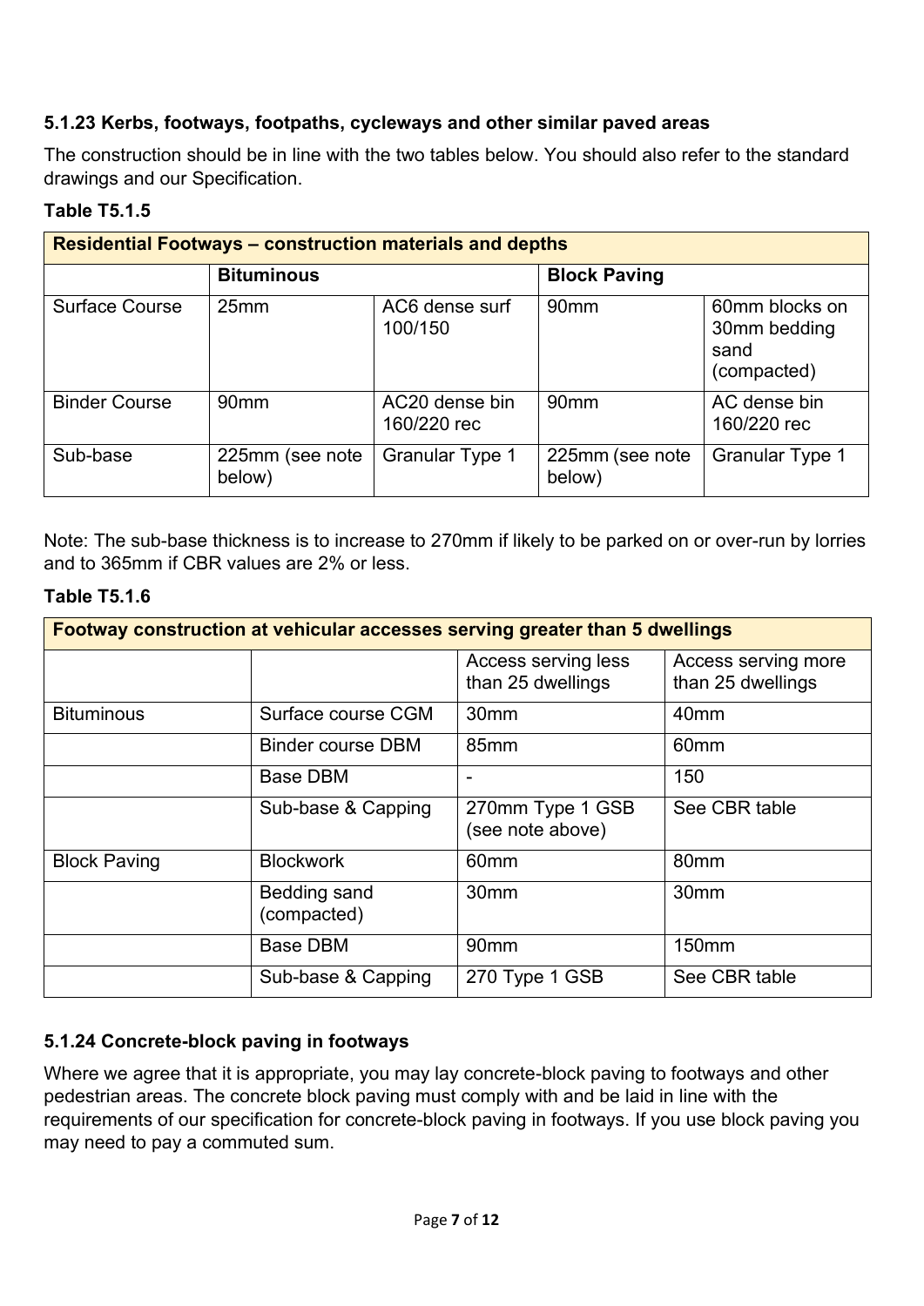### 5.1.23 Kerbs, footways, footpaths, cycleways and other similar paved areas

The construction should be in line with the two tables below. You should also refer to the standard drawings and our Specification.

**Table T5.1.5**

| Residential Footways – construction materials and depths | | | | |
|---|---|---|---|---|
| | **Bituminous** | | **Block Paving** | |
| Surface Course | 25mm | AC6 dense surf 100/150 | 90mm | 60mm blocks on 30mm bedding sand (compacted) |
| Binder Course | 90mm | AC20 dense bin 160/220 rec | 90mm | AC dense bin 160/220 rec |
| Sub-base | 225mm (see note below) | Granular Type 1 | 225mm (see note below) | Granular Type 1 |

Note: The sub-base thickness is to increase to 270mm if likely to be parked on or over-run by lorries and to 365mm if CBR values are 2% or less.

**Table T5.1.6**

| Footway construction at vehicular accesses serving greater than 5 dwellings | | | |
|---|---|---|---|
| | | Access serving less than 25 dwellings | Access serving more than 25 dwellings |
| Bituminous | Surface course CGM | 30mm | 40mm |
| | Binder course DBM | 85mm | 60mm |
| | Base DBM | - | 150 |
| | Sub-base & Capping | 270mm Type 1 GSB (see note above) | See CBR table |
| Block Paving | Blockwork | 60mm | 80mm |
| | Bedding sand (compacted) | 30mm | 30mm |
| | Base DBM | 90mm | 150mm |
| | Sub-base & Capping | 270 Type 1 GSB | See CBR table |

### 5.1.24 Concrete-block paving in footways

Where we agree that it is appropriate, you may lay concrete-block paving to footways and other pedestrian areas. The concrete block paving must comply with and be laid in line with the requirements of our specification for concrete-block paving in footways. If you use block paving you may need to pay a commuted sum.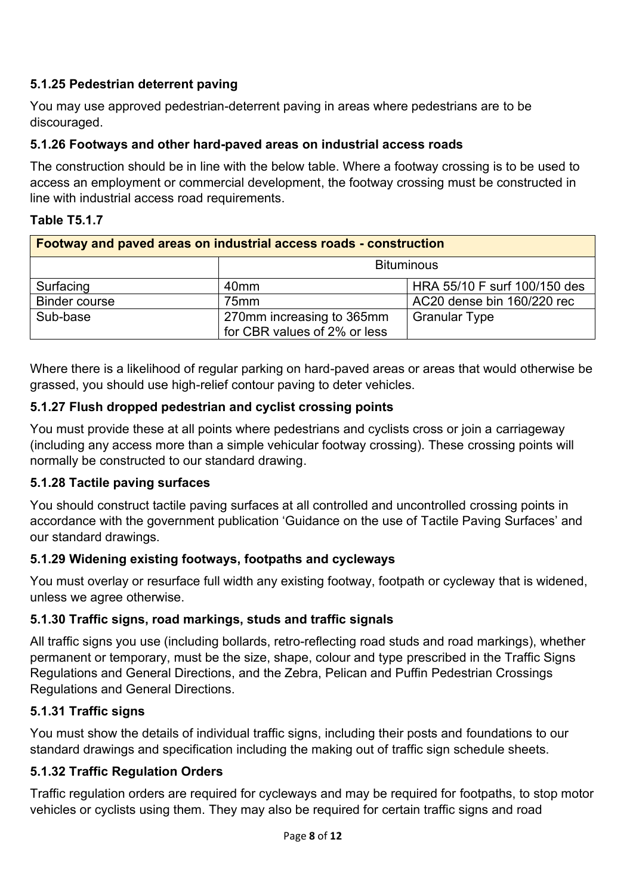### 5.1.25 Pedestrian deterrent paving

You may use approved pedestrian-deterrent paving in areas where pedestrians are to be discouraged.

### 5.1.26 Footways and other hard-paved areas on industrial access roads

The construction should be in line with the below table. Where a footway crossing is to be used to access an employment or commercial development, the footway crossing must be constructed in line with industrial access road requirements.

**Table T5.1.7**

| Footway and paved areas on industrial access roads - construction | | |
|---|---|---|
| | Bituminous | |
| Surfacing | 40mm | HRA 55/10 F surf 100/150 des |
| Binder course | 75mm | AC20 dense bin 160/220 rec |
| Sub-base | 270mm increasing to 365mm for CBR values of 2% or less | Granular Type |

Where there is a likelihood of regular parking on hard-paved areas or areas that would otherwise be grassed, you should use high-relief contour paving to deter vehicles.

### 5.1.27 Flush dropped pedestrian and cyclist crossing points

You must provide these at all points where pedestrians and cyclists cross or join a carriageway (including any access more than a simple vehicular footway crossing). These crossing points will normally be constructed to our standard drawing.

### 5.1.28 Tactile paving surfaces

You should construct tactile paving surfaces at all controlled and uncontrolled crossing points in accordance with the government publication 'Guidance on the use of Tactile Paving Surfaces' and our standard drawings.

### 5.1.29 Widening existing footways, footpaths and cycleways

You must overlay or resurface full width any existing footway, footpath or cycleway that is widened, unless we agree otherwise.

### 5.1.30 Traffic signs, road markings, studs and traffic signals

All traffic signs you use (including bollards, retro-reflecting road studs and road markings), whether permanent or temporary, must be the size, shape, colour and type prescribed in the Traffic Signs Regulations and General Directions, and the Zebra, Pelican and Puffin Pedestrian Crossings Regulations and General Directions.

### 5.1.31 Traffic signs

You must show the details of individual traffic signs, including their posts and foundations to our standard drawings and specification including the making out of traffic sign schedule sheets.

### 5.1.32 Traffic Regulation Orders

Traffic regulation orders are required for cycleways and may be required for footpaths, to stop motor vehicles or cyclists using them. They may also be required for certain traffic signs and road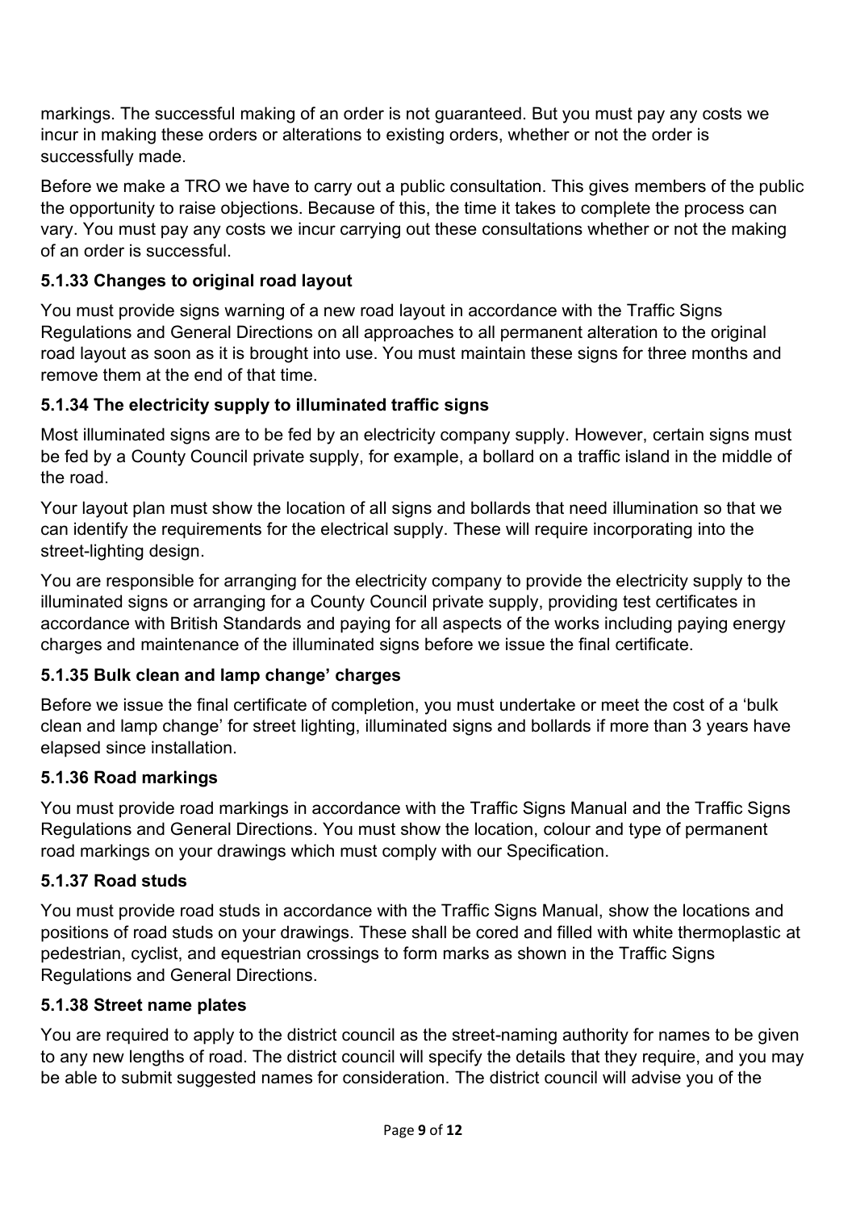markings. The successful making of an order is not guaranteed. But you must pay any costs we incur in making these orders or alterations to existing orders, whether or not the order is successfully made.

Before we make a TRO we have to carry out a public consultation. This gives members of the public the opportunity to raise objections. Because of this, the time it takes to complete the process can vary. You must pay any costs we incur carrying out these consultations whether or not the making of an order is successful.

### 5.1.33 Changes to original road layout

You must provide signs warning of a new road layout in accordance with the Traffic Signs Regulations and General Directions on all approaches to all permanent alteration to the original road layout as soon as it is brought into use. You must maintain these signs for three months and remove them at the end of that time.

### 5.1.34 The electricity supply to illuminated traffic signs

Most illuminated signs are to be fed by an electricity company supply. However, certain signs must be fed by a County Council private supply, for example, a bollard on a traffic island in the middle of the road.

Your layout plan must show the location of all signs and bollards that need illumination so that we can identify the requirements for the electrical supply. These will require incorporating into the street-lighting design.

You are responsible for arranging for the electricity company to provide the electricity supply to the illuminated signs or arranging for a County Council private supply, providing test certificates in accordance with British Standards and paying for all aspects of the works including paying energy charges and maintenance of the illuminated signs before we issue the final certificate.

### 5.1.35 Bulk clean and lamp change' charges

Before we issue the final certificate of completion, you must undertake or meet the cost of a 'bulk clean and lamp change' for street lighting, illuminated signs and bollards if more than 3 years have elapsed since installation.

### 5.1.36 Road markings

You must provide road markings in accordance with the Traffic Signs Manual and the Traffic Signs Regulations and General Directions. You must show the location, colour and type of permanent road markings on your drawings which must comply with our Specification.

### 5.1.37 Road studs

You must provide road studs in accordance with the Traffic Signs Manual, show the locations and positions of road studs on your drawings. These shall be cored and filled with white thermoplastic at pedestrian, cyclist, and equestrian crossings to form marks as shown in the Traffic Signs Regulations and General Directions.

### 5.1.38 Street name plates

You are required to apply to the district council as the street-naming authority for names to be given to any new lengths of road. The district council will specify the details that they require, and you may be able to submit suggested names for consideration. The district council will advise you of the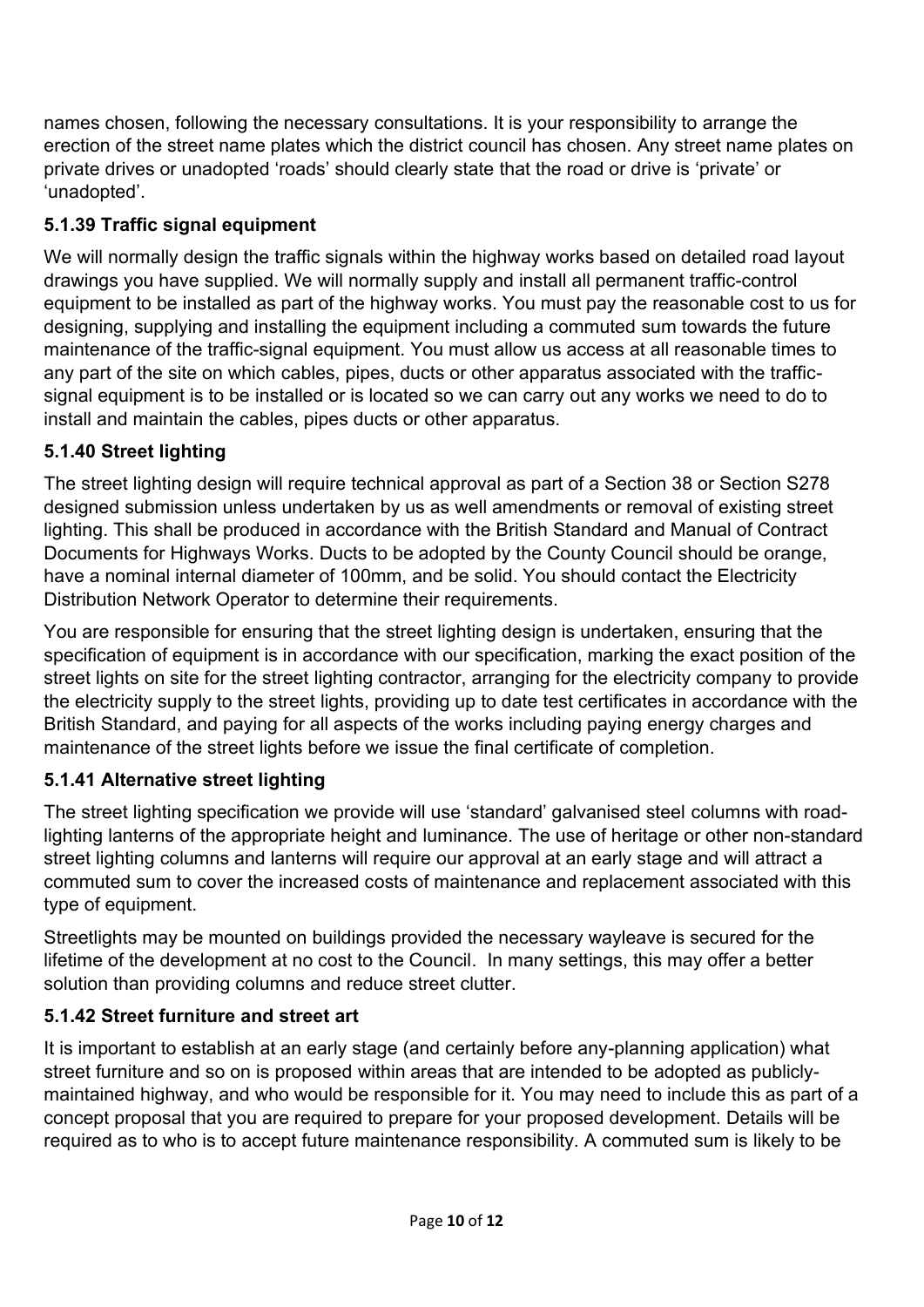names chosen, following the necessary consultations. It is your responsibility to arrange the erection of the street name plates which the district council has chosen. Any street name plates on private drives or unadopted 'roads' should clearly state that the road or drive is 'private' or 'unadopted'.

### 5.1.39 Traffic signal equipment

We will normally design the traffic signals within the highway works based on detailed road layout drawings you have supplied. We will normally supply and install all permanent traffic-control equipment to be installed as part of the highway works. You must pay the reasonable cost to us for designing, supplying and installing the equipment including a commuted sum towards the future maintenance of the traffic-signal equipment. You must allow us access at all reasonable times to any part of the site on which cables, pipes, ducts or other apparatus associated with the traffic-signal equipment is to be installed or is located so we can carry out any works we need to do to install and maintain the cables, pipes ducts or other apparatus.

### 5.1.40 Street lighting

The street lighting design will require technical approval as part of a Section 38 or Section S278 designed submission unless undertaken by us as well amendments or removal of existing street lighting. This shall be produced in accordance with the British Standard and Manual of Contract Documents for Highways Works. Ducts to be adopted by the County Council should be orange, have a nominal internal diameter of 100mm, and be solid. You should contact the Electricity Distribution Network Operator to determine their requirements.

You are responsible for ensuring that the street lighting design is undertaken, ensuring that the specification of equipment is in accordance with our specification, marking the exact position of the street lights on site for the street lighting contractor, arranging for the electricity company to provide the electricity supply to the street lights, providing up to date test certificates in accordance with the British Standard, and paying for all aspects of the works including paying energy charges and maintenance of the street lights before we issue the final certificate of completion.

### 5.1.41 Alternative street lighting

The street lighting specification we provide will use 'standard' galvanised steel columns with road-lighting lanterns of the appropriate height and luminance. The use of heritage or other non-standard street lighting columns and lanterns will require our approval at an early stage and will attract a commuted sum to cover the increased costs of maintenance and replacement associated with this type of equipment.

Streetlights may be mounted on buildings provided the necessary wayleave is secured for the lifetime of the development at no cost to the Council. In many settings, this may offer a better solution than providing columns and reduce street clutter.

### 5.1.42 Street furniture and street art

It is important to establish at an early stage (and certainly before any-planning application) what street furniture and so on is proposed within areas that are intended to be adopted as publicly-maintained highway, and who would be responsible for it. You may need to include this as part of a concept proposal that you are required to prepare for your proposed development. Details will be required as to who is to accept future maintenance responsibility. A commuted sum is likely to be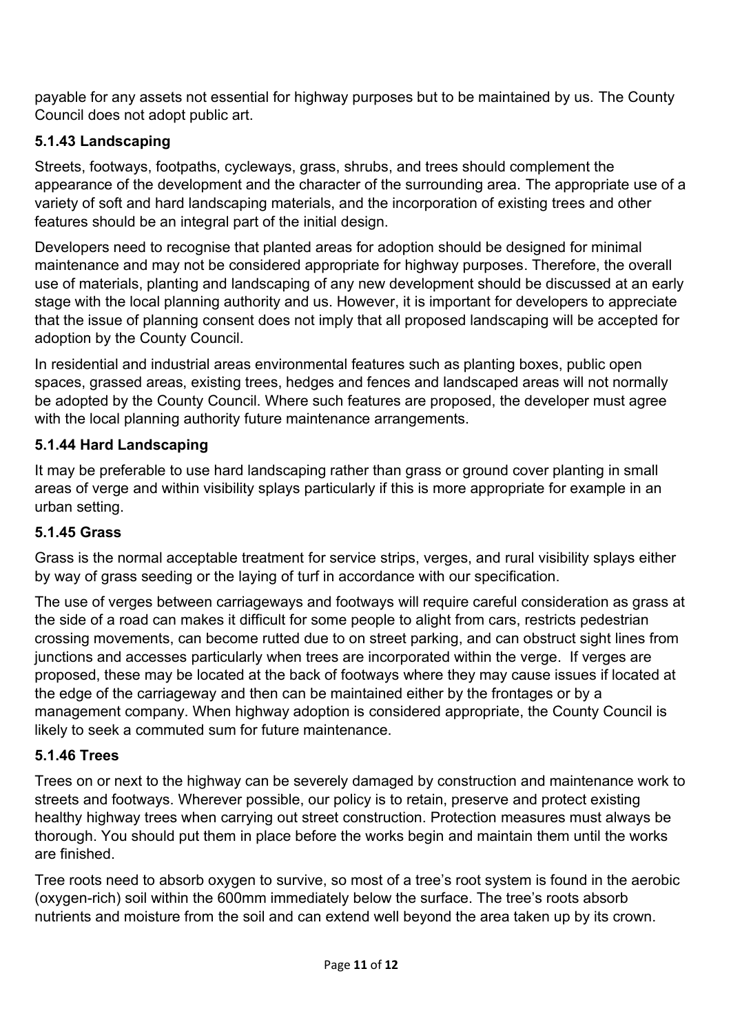payable for any assets not essential for highway purposes but to be maintained by us. The County Council does not adopt public art.

### 5.1.43 Landscaping

Streets, footways, footpaths, cycleways, grass, shrubs, and trees should complement the appearance of the development and the character of the surrounding area. The appropriate use of a variety of soft and hard landscaping materials, and the incorporation of existing trees and other features should be an integral part of the initial design.

Developers need to recognise that planted areas for adoption should be designed for minimal maintenance and may not be considered appropriate for highway purposes. Therefore, the overall use of materials, planting and landscaping of any new development should be discussed at an early stage with the local planning authority and us. However, it is important for developers to appreciate that the issue of planning consent does not imply that all proposed landscaping will be accepted for adoption by the County Council.

In residential and industrial areas environmental features such as planting boxes, public open spaces, grassed areas, existing trees, hedges and fences and landscaped areas will not normally be adopted by the County Council. Where such features are proposed, the developer must agree with the local planning authority future maintenance arrangements.

### 5.1.44 Hard Landscaping

It may be preferable to use hard landscaping rather than grass or ground cover planting in small areas of verge and within visibility splays particularly if this is more appropriate for example in an urban setting.

### 5.1.45 Grass

Grass is the normal acceptable treatment for service strips, verges, and rural visibility splays either by way of grass seeding or the laying of turf in accordance with our specification.

The use of verges between carriageways and footways will require careful consideration as grass at the side of a road can makes it difficult for some people to alight from cars, restricts pedestrian crossing movements, can become rutted due to on street parking, and can obstruct sight lines from junctions and accesses particularly when trees are incorporated within the verge. If verges are proposed, these may be located at the back of footways where they may cause issues if located at the edge of the carriageway and then can be maintained either by the frontages or by a management company. When highway adoption is considered appropriate, the County Council is likely to seek a commuted sum for future maintenance.

### 5.1.46 Trees

Trees on or next to the highway can be severely damaged by construction and maintenance work to streets and footways. Wherever possible, our policy is to retain, preserve and protect existing healthy highway trees when carrying out street construction. Protection measures must always be thorough. You should put them in place before the works begin and maintain them until the works are finished.

Tree roots need to absorb oxygen to survive, so most of a tree's root system is found in the aerobic (oxygen-rich) soil within the 600mm immediately below the surface. The tree's roots absorb nutrients and moisture from the soil and can extend well beyond the area taken up by its crown.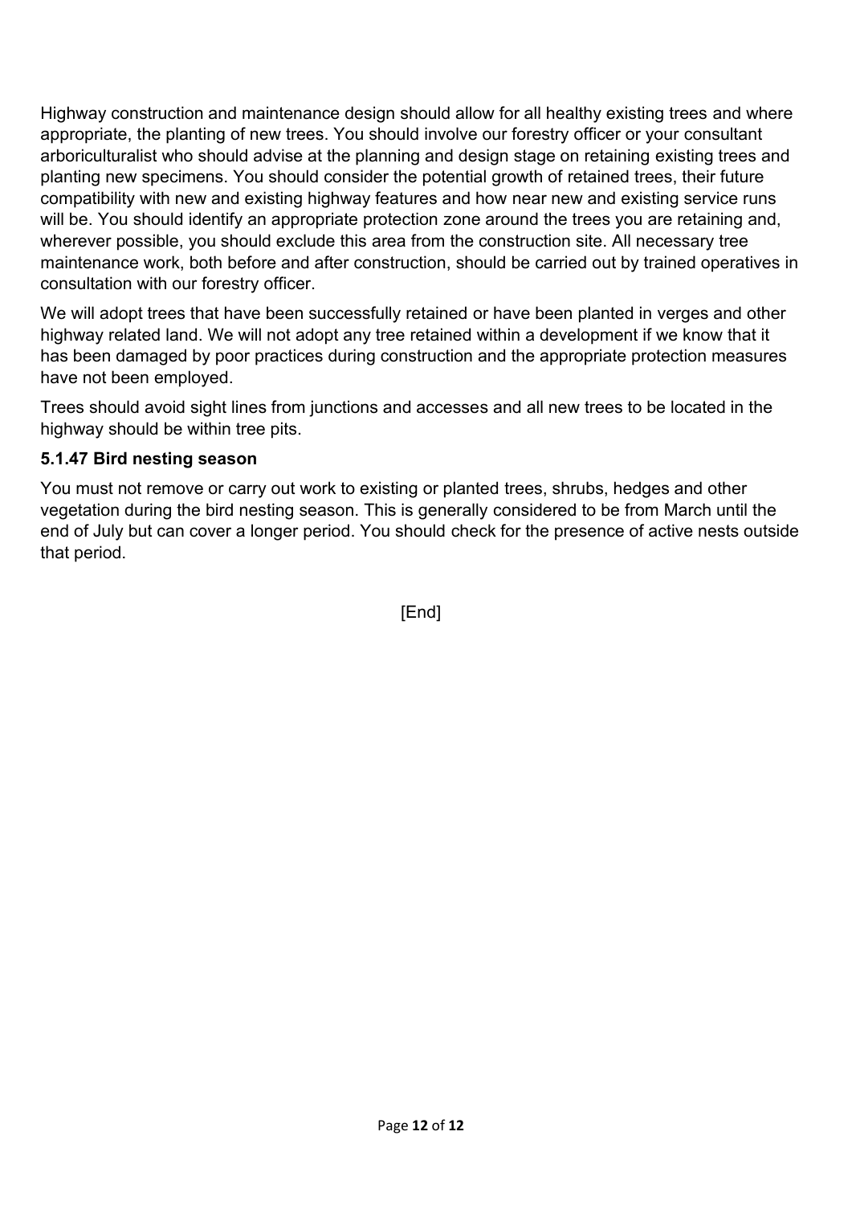Highway construction and maintenance design should allow for all healthy existing trees and where appropriate, the planting of new trees. You should involve our forestry officer or your consultant arboriculturalist who should advise at the planning and design stage on retaining existing trees and planting new specimens. You should consider the potential growth of retained trees, their future compatibility with new and existing highway features and how near new and existing service runs will be. You should identify an appropriate protection zone around the trees you are retaining and, wherever possible, you should exclude this area from the construction site. All necessary tree maintenance work, both before and after construction, should be carried out by trained operatives in consultation with our forestry officer.

We will adopt trees that have been successfully retained or have been planted in verges and other highway related land. We will not adopt any tree retained within a development if we know that it has been damaged by poor practices during construction and the appropriate protection measures have not been employed.

Trees should avoid sight lines from junctions and accesses and all new trees to be located in the highway should be within tree pits.

#### 5.1.47 Bird nesting season

You must not remove or carry out work to existing or planted trees, shrubs, hedges and other vegetation during the bird nesting season. This is generally considered to be from March until the end of July but can cover a longer period. You should check for the presence of active nests outside that period.

[End]